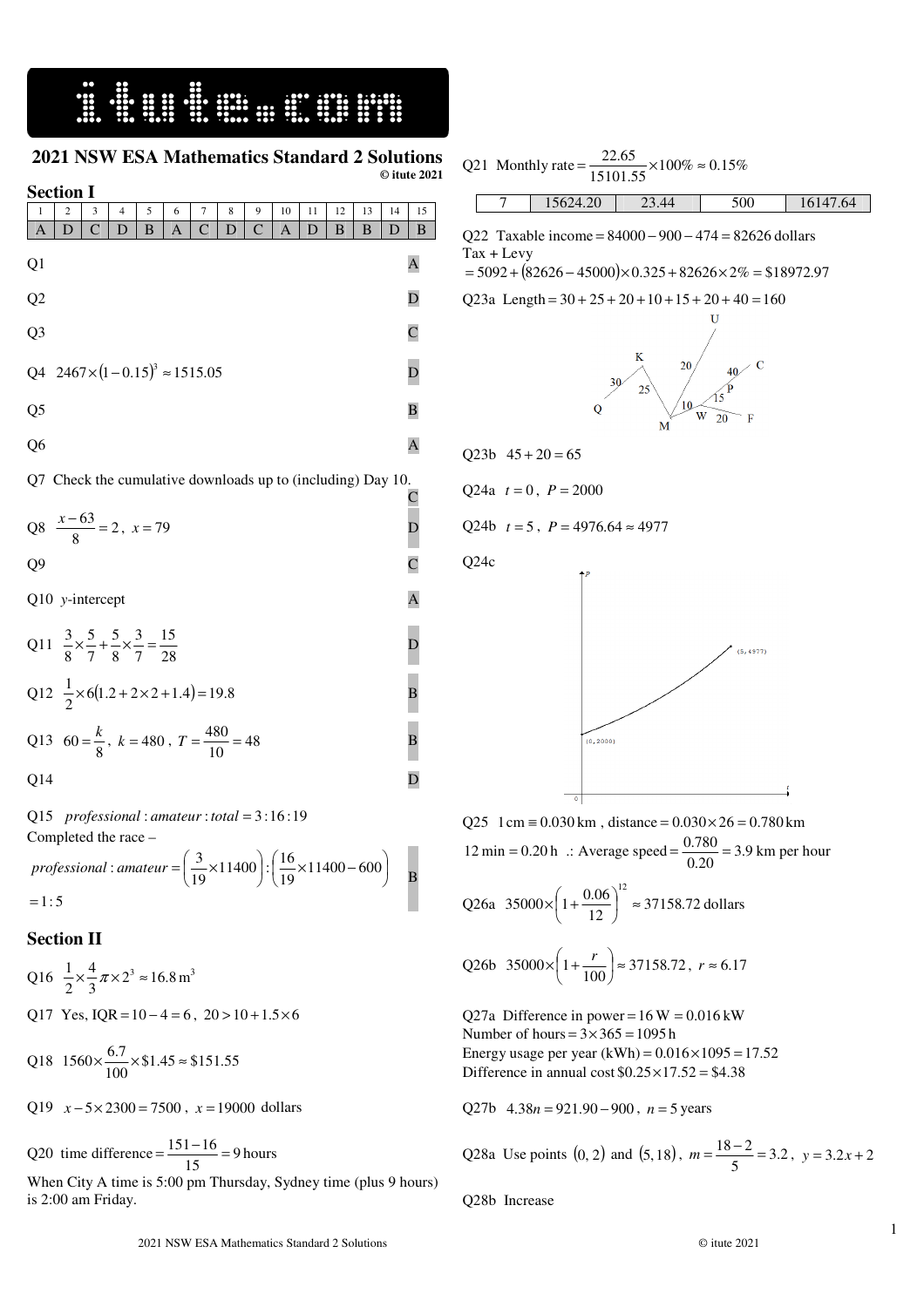itute.com

## 2021 NSW ESA Mathematics Standard 2 Solutions

**© itute 2021**

### Section I

| 1 | 2 | 3 | 4 | 5 | 6 | 7 | 8 | 9 | 10 | 11 | 12 | 13 | 14 | 15 |
|---|---|---|---|---|---|---|---|---|---|---|---|---|---|---|
| A | D | C | D | B | A | C | D | C | A | D | B | B | D | B |

Q1 A

Q2 D

Q3 C

Q4 $2467\times(1-0.15)^3 \approx 1515.05$ D

Q5 B

Q6 A

Q7 Check the cumulative downloads up to (including) Day 10. C

Q8 $\frac{x-63}{8}=2$, $x=79$ D

Q9 C

Q10 $y$-intercept A

Q11 $\frac{3}{8}\times\frac{5}{7}+\frac{5}{8}\times\frac{3}{7}=\frac{15}{28}$ D

Q12 $\frac{1}{2}\times 6(1.2+2\times 2+1.4)=19.8$ B

Q13 $60=\frac{k}{8}$, $k=480$, $T=\frac{480}{10}=48$ B

Q14 D

Q15 $professional : amateur : total = 3:16:19$

Completed the race –

$professional : amateur = \left(\frac{3}{19}\times 11400\right):\left(\frac{16}{19}\times 11400-600\right)$

$=1:5$ B

### Section II

Q16 $\frac{1}{2}\times\frac{4}{3}\pi\times 2^3 \approx 16.8\,\text{m}^3$

Q17 Yes, $\text{IQR}=10-4=6$, $20>10+1.5\times 6$

Q18 $1560\times\frac{6.7}{100}\times\$1.45\approx\$151.55$

Q19 $x-5\times 2300=7500$, $x=19000$ dollars

Q20 time difference $=\frac{151-16}{15}=9$ hours

When City A time is 5:00 pm Thursday, Sydney time (plus 9 hours) is 2:00 am Friday.

Q21 Monthly rate $=\frac{22.65}{15101.55}\times 100\% \approx 0.15\%$

| 7 | 15624.20 | 23.44 | 500 | 16147.64 |
|---|---|---|---|---|

Q22 Taxable income $=84000-900-474=82626$ dollars

Tax + Levy

$=5092+(82626-45000)\times 0.325+82626\times 2\%=\$18972.97$

Q23a Length $=30+25+20+10+15+20+40=160$

(Diagram: Q–K 30, K–M 25, M–U 20, M–W 10, W–P 15, P–C 40, W–F 20)

Q23b $45+20=65$

Q24a $t=0$, $P=2000$

Q24b $t=5$, $P=4976.64\approx 4977$

Q24c

(Graph: curve of $P$ against $t$ from $(0, 2000)$ to $(5, 4977)$)

Q25 $1\,\text{cm}\equiv 0.030\,\text{km}$, distance $=0.030\times 26=0.780\,\text{km}$

$12\,\text{min}=0.20\,\text{h}$ .: Average speed $=\frac{0.780}{0.20}=3.9$ km per hour

Q26a $35000\times\left(1+\frac{0.06}{12}\right)^{12}\approx 37158.72$ dollars

Q26b $35000\times\left(1+\frac{r}{100}\right)\approx 37158.72$, $r\approx 6.17$

Q27a Difference in power $=16\,\text{W}=0.016\,\text{kW}$

Number of hours $=3\times 365=1095\,\text{h}$

Energy usage per year (kWh) $=0.016\times 1095=17.52$

Difference in annual cost $\$0.25\times 17.52=\$4.38$

Q27b $4.38n=921.90-900$, $n=5$ years

Q28a Use points $(0,2)$ and $(5,18)$, $m=\frac{18-2}{5}=3.2$, $y=3.2x+2$

Q28b Increase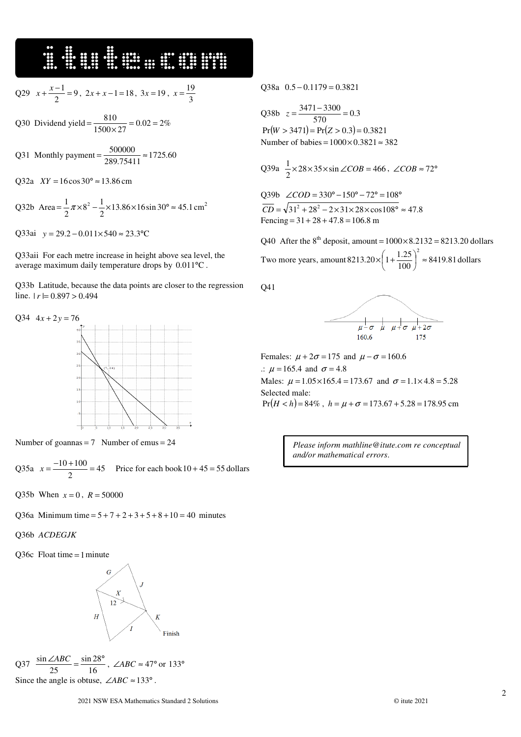Q29 $x+\frac{x-1}{2}=9$, $2x+x-1=18$, $3x=19$, $x=\frac{19}{3}$

Q30 Dividend yield $=\frac{810}{1500\times 27}=0.02=2\%$

Q31 Monthly payment $=\frac{500000}{289.75411}\approx 1725.60$

Q32a $XY=16\cos 30°\approx 13.86$ cm

Q32b Area $=\frac{1}{2}\pi\times 8^2-\frac{1}{2}\times 13.86\times 16\sin 30°\approx 45.1\text{ cm}^2$

Q33ai $y=29.2-0.011\times 540\approx 23.3°\text{C}$

Q33aii For each metre increase in height above sea level, the average maximum daily temperature drops by $0.011°\text{C}$.

Q33b Latitude, because the data points are closer to the regression line. $|r|=0.897>0.494$

Q34 $4x+2y=76$

(7, 24)

0 5 10 15 20 25 30 35

5 10 15 20 25 30 35 40

Number of goannas $=7$ Number of emus $=24$

Q35a $x=\frac{-10+100}{2}=45$ Price for each book $10+45=55$ dollars

Q35b When $x=0$, $R=50000$

Q36a Minimum time $=5+7+2+3+5+8+10=40$ minutes

Q36b *ACDEGJK*

Q36c Float time $=1$ minute

G J X 12 H K I Finish

Q37 $\frac{\sin\angle ABC}{25}=\frac{\sin 28°}{16}$, $\angle ABC\approx 47°$ or $133°$

Since the angle is obtuse, $\angle ABC\approx 133°$.

Q38a $0.5-0.1179=0.3821$

Q38b $z=\frac{3471-3300}{570}=0.3$

$\Pr(W>3471)=\Pr(Z>0.3)=0.3821$

Number of babies $=1000\times 0.3821\approx 382$

Q39a $\frac{1}{2}\times 28\times 35\times\sin\angle COB=466$, $\angle COB\approx 72°$

Q39b $\angle COD=330°-150°-72°=108°$

$\overline{CD}=\sqrt{31^2+28^2-2\times 31\times 28\times\cos 108°}\approx 47.8$

Fencing $=31+28+47.8=106.8$ m

Q40 After the 8th deposit, amount $=1000\times 8.2132=8213.20$ dollars

Two more years, amount $8213.20\times\left(1+\frac{1.25}{100}\right)^2\approx 8419.81$ dollars

Q41

$\mu-\sigma$ $\mu$ $\mu+\sigma$ $\mu+2\sigma$

160.6 175

Females: $\mu+2\sigma=175$ and $\mu-\sigma=160.6$

$\therefore$ $\mu=165.4$ and $\sigma=4.8$

Males: $\mu=1.05\times 165.4=173.67$ and $\sigma=1.1\times 4.8=5.28$

Selected male:

$\Pr(H<h)=84\%$, $h=\mu+\sigma=173.67+5.28=178.95$ cm

*Please inform mathline@itute.com re conceptual and/or mathematical errors.*